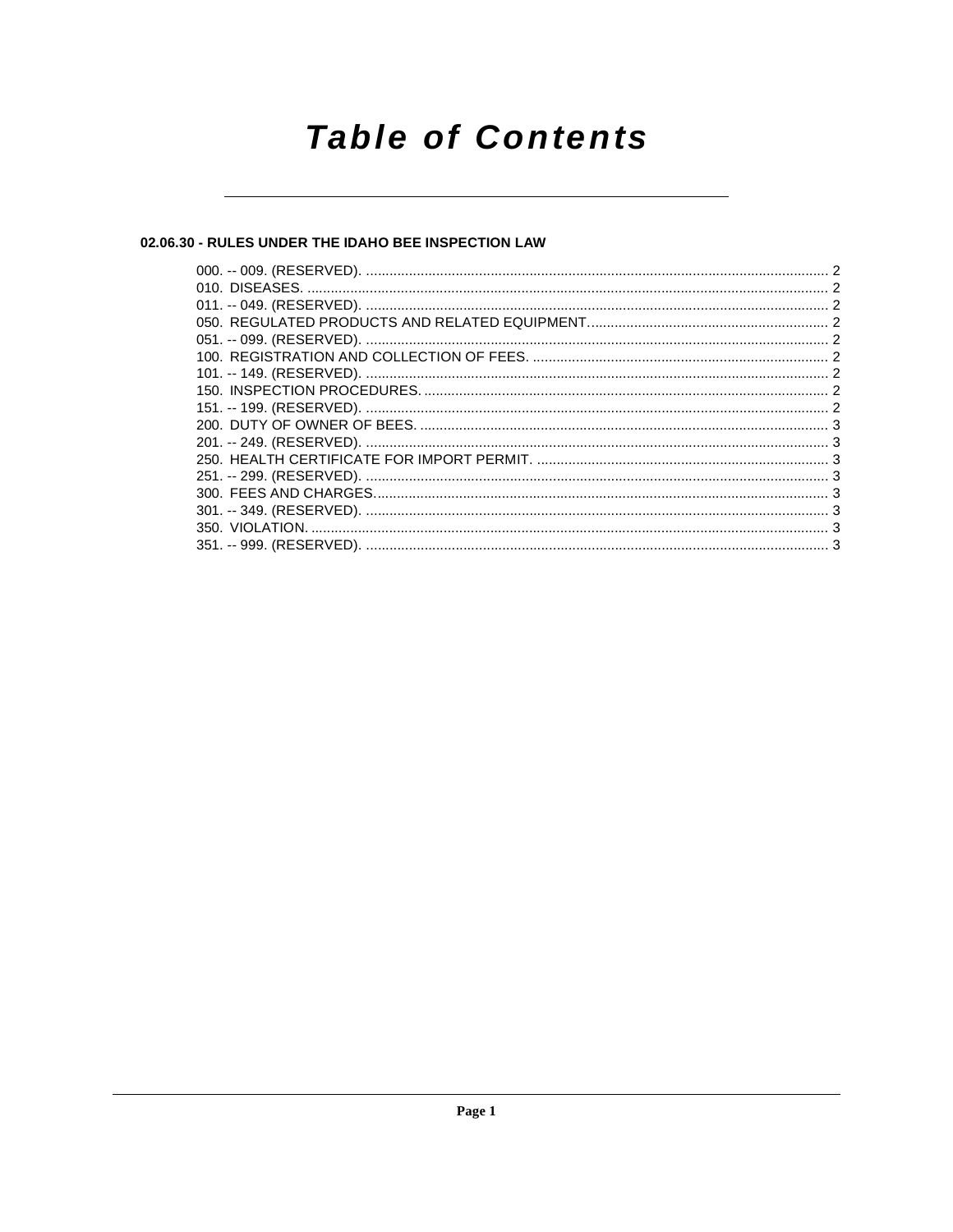# Table of Contents

## 02.06.30 - RULES UNDER THE IDAHO BEE INSPECTION LAW

000. -- 009. (RESERVED). ..... 2
010. DISEASES. ..... 2
011. -- 049. (RESERVED). ..... 2
050. REGULATED PRODUCTS AND RELATED EQUIPMENT. ..... 2
051. -- 099. (RESERVED). ..... 2
100. REGISTRATION AND COLLECTION OF FEES. ..... 2
101. -- 149. (RESERVED). ..... 2
150. INSPECTION PROCEDURES. ..... 2
151. -- 199. (RESERVED). ..... 2
200. DUTY OF OWNER OF BEES. ..... 3
201. -- 249. (RESERVED). ..... 3
250. HEALTH CERTIFICATE FOR IMPORT PERMIT. ..... 3
251. -- 299. (RESERVED). ..... 3
300. FEES AND CHARGES. ..... 3
301. -- 349. (RESERVED). ..... 3
350. VIOLATION. ..... 3
351. -- 999. (RESERVED). ..... 3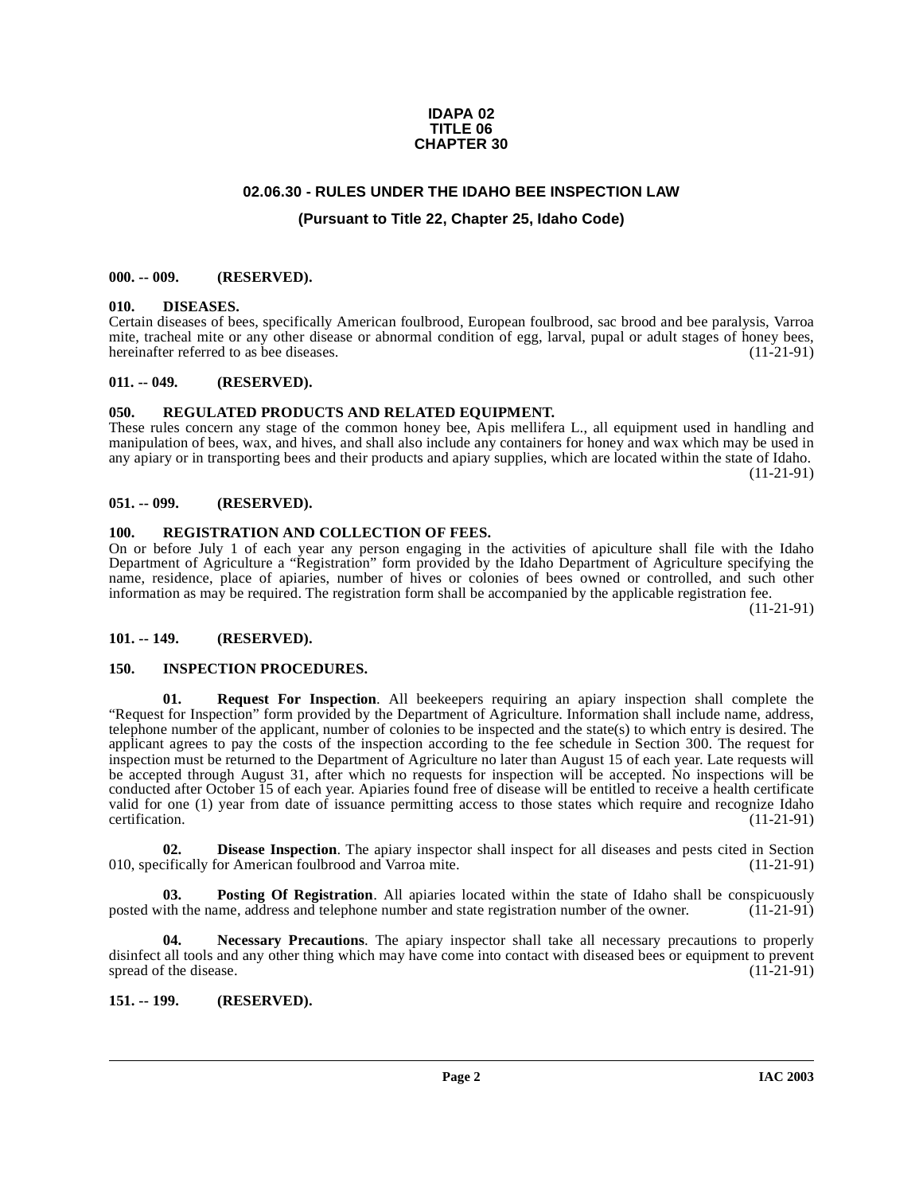**IDAPA 02**
**TITLE 06**
**CHAPTER 30**

## 02.06.30 - RULES UNDER THE IDAHO BEE INSPECTION LAW

### (Pursuant to Title 22, Chapter 25, Idaho Code)

**000. -- 009. (RESERVED).**

**010. DISEASES.**

Certain diseases of bees, specifically American foulbrood, European foulbrood, sac brood and bee paralysis, Varroa mite, tracheal mite or any other disease or abnormal condition of egg, larval, pupal or adult stages of honey bees, hereinafter referred to as bee diseases. (11-21-91)

**011. -- 049. (RESERVED).**

**050. REGULATED PRODUCTS AND RELATED EQUIPMENT.**

These rules concern any stage of the common honey bee, Apis mellifera L., all equipment used in handling and manipulation of bees, wax, and hives, and shall also include any containers for honey and wax which may be used in any apiary or in transporting bees and their products and apiary supplies, which are located within the state of Idaho. (11-21-91)

**051. -- 099. (RESERVED).**

**100. REGISTRATION AND COLLECTION OF FEES.**

On or before July 1 of each year any person engaging in the activities of apiculture shall file with the Idaho Department of Agriculture a "Registration" form provided by the Idaho Department of Agriculture specifying the name, residence, place of apiaries, number of hives or colonies of bees owned or controlled, and such other information as may be required. The registration form shall be accompanied by the applicable registration fee. (11-21-91)

**101. -- 149. (RESERVED).**

**150. INSPECTION PROCEDURES.**

**01. Request For Inspection**. All beekeepers requiring an apiary inspection shall complete the "Request for Inspection" form provided by the Department of Agriculture. Information shall include name, address, telephone number of the applicant, number of colonies to be inspected and the state(s) to which entry is desired. The applicant agrees to pay the costs of the inspection according to the fee schedule in Section 300. The request for inspection must be returned to the Department of Agriculture no later than August 15 of each year. Late requests will be accepted through August 31, after which no requests for inspection will be accepted. No inspections will be conducted after October 15 of each year. Apiaries found free of disease will be entitled to receive a health certificate valid for one (1) year from date of issuance permitting access to those states which require and recognize Idaho certification. (11-21-91)

**02. Disease Inspection**. The apiary inspector shall inspect for all diseases and pests cited in Section 010, specifically for American foulbrood and Varroa mite. (11-21-91)

**03. Posting Of Registration**. All apiaries located within the state of Idaho shall be conspicuously posted with the name, address and telephone number and state registration number of the owner. (11-21-91)

**04. Necessary Precautions**. The apiary inspector shall take all necessary precautions to properly disinfect all tools and any other thing which may have come into contact with diseased bees or equipment to prevent spread of the disease. (11-21-91)

**151. -- 199. (RESERVED).**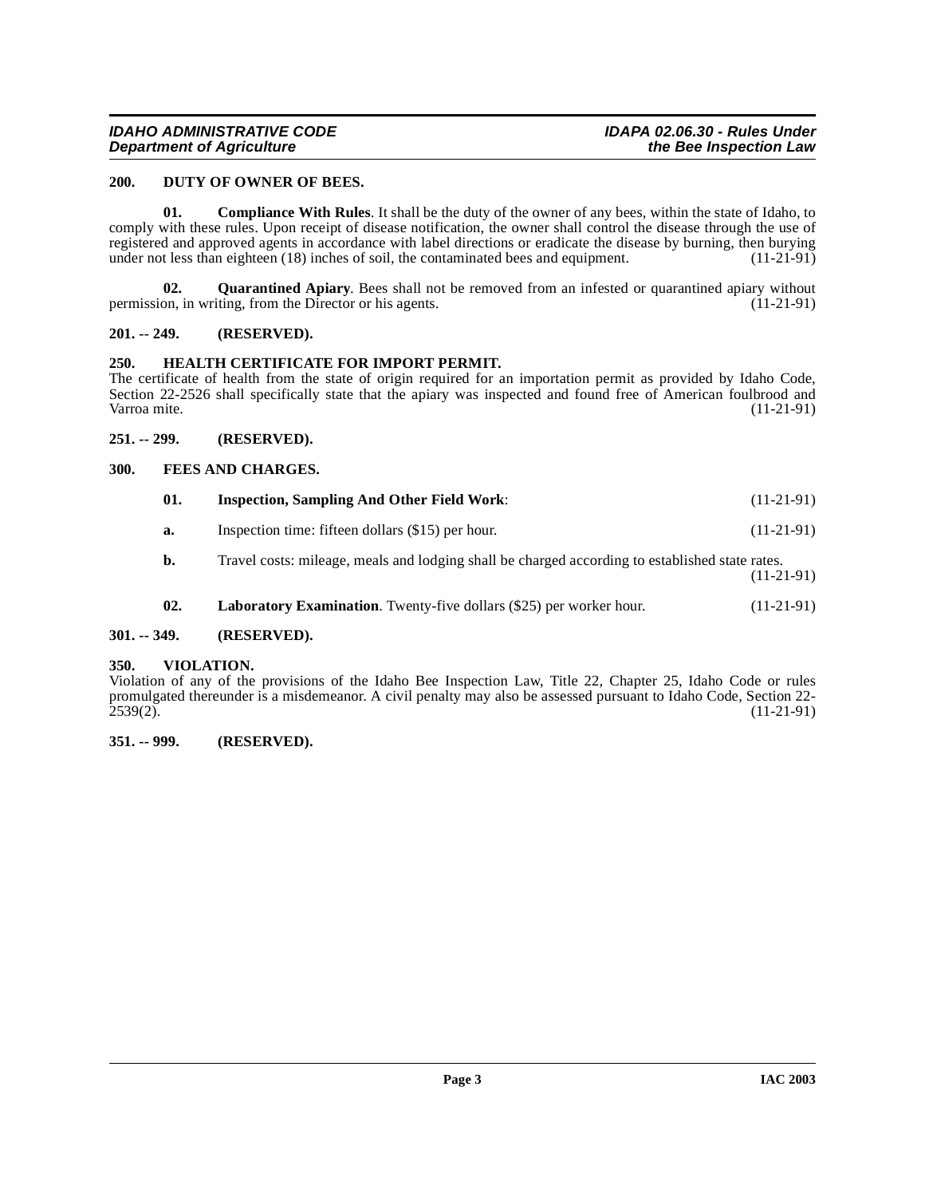**200. DUTY OF OWNER OF BEES.**

**01. Compliance With Rules**. It shall be the duty of the owner of any bees, within the state of Idaho, to comply with these rules. Upon receipt of disease notification, the owner shall control the disease through the use of registered and approved agents in accordance with label directions or eradicate the disease by burning, then burying under not less than eighteen (18) inches of soil, the contaminated bees and equipment. (11-21-91)

**02. Quarantined Apiary**. Bees shall not be removed from an infested or quarantined apiary without permission, in writing, from the Director or his agents. (11-21-91)

**201. -- 249. (RESERVED).**

**250. HEALTH CERTIFICATE FOR IMPORT PERMIT.**

The certificate of health from the state of origin required for an importation permit as provided by Idaho Code, Section 22-2526 shall specifically state that the apiary was inspected and found free of American foulbrood and Varroa mite. (11-21-91)

**251. -- 299. (RESERVED).**

**300. FEES AND CHARGES.**

**01. Inspection, Sampling And Other Field Work**: (11-21-91)

**a.** Inspection time: fifteen dollars ($15) per hour. (11-21-91)

**b.** Travel costs: mileage, meals and lodging shall be charged according to established state rates. (11-21-91)

**02. Laboratory Examination**. Twenty-five dollars ($25) per worker hour. (11-21-91)

**301. -- 349. (RESERVED).**

**350. VIOLATION.**

Violation of any of the provisions of the Idaho Bee Inspection Law, Title 22, Chapter 25, Idaho Code or rules promulgated thereunder is a misdemeanor. A civil penalty may also be assessed pursuant to Idaho Code, Section 22-2539(2). (11-21-91)

**351. -- 999. (RESERVED).**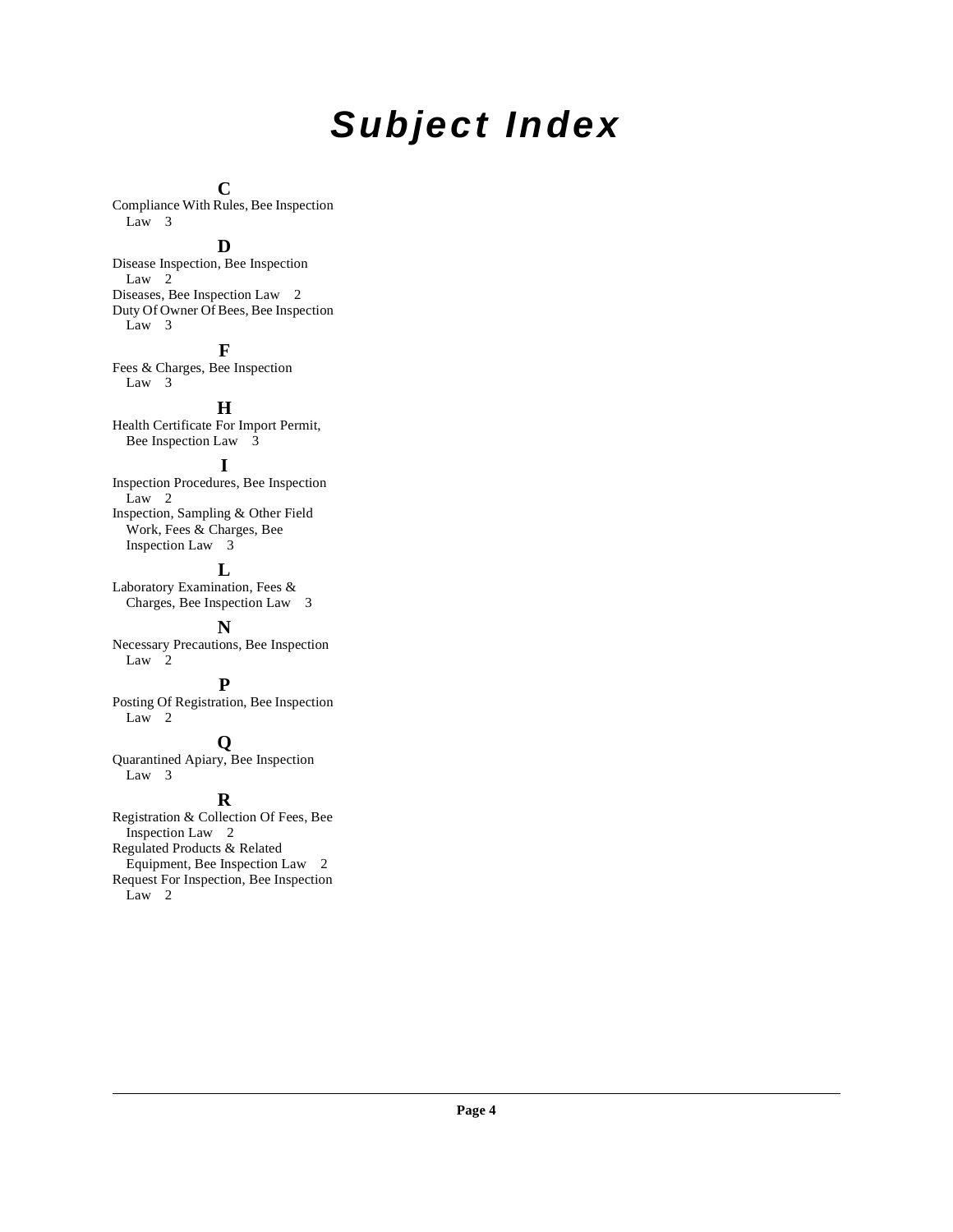# Subject Index

### C

Compliance With Rules, Bee Inspection Law 3

### D

Disease Inspection, Bee Inspection Law 2

Diseases, Bee Inspection Law 2

Duty Of Owner Of Bees, Bee Inspection Law 3

### F

Fees & Charges, Bee Inspection Law 3

### H

Health Certificate For Import Permit, Bee Inspection Law 3

### I

Inspection Procedures, Bee Inspection Law 2

Inspection, Sampling & Other Field Work, Fees & Charges, Bee Inspection Law 3

### L

Laboratory Examination, Fees & Charges, Bee Inspection Law 3

### N

Necessary Precautions, Bee Inspection Law 2

### P

Posting Of Registration, Bee Inspection Law 2

### Q

Quarantined Apiary, Bee Inspection Law 3

### R

Registration & Collection Of Fees, Bee Inspection Law 2

Regulated Products & Related Equipment, Bee Inspection Law 2

Request For Inspection, Bee Inspection Law 2